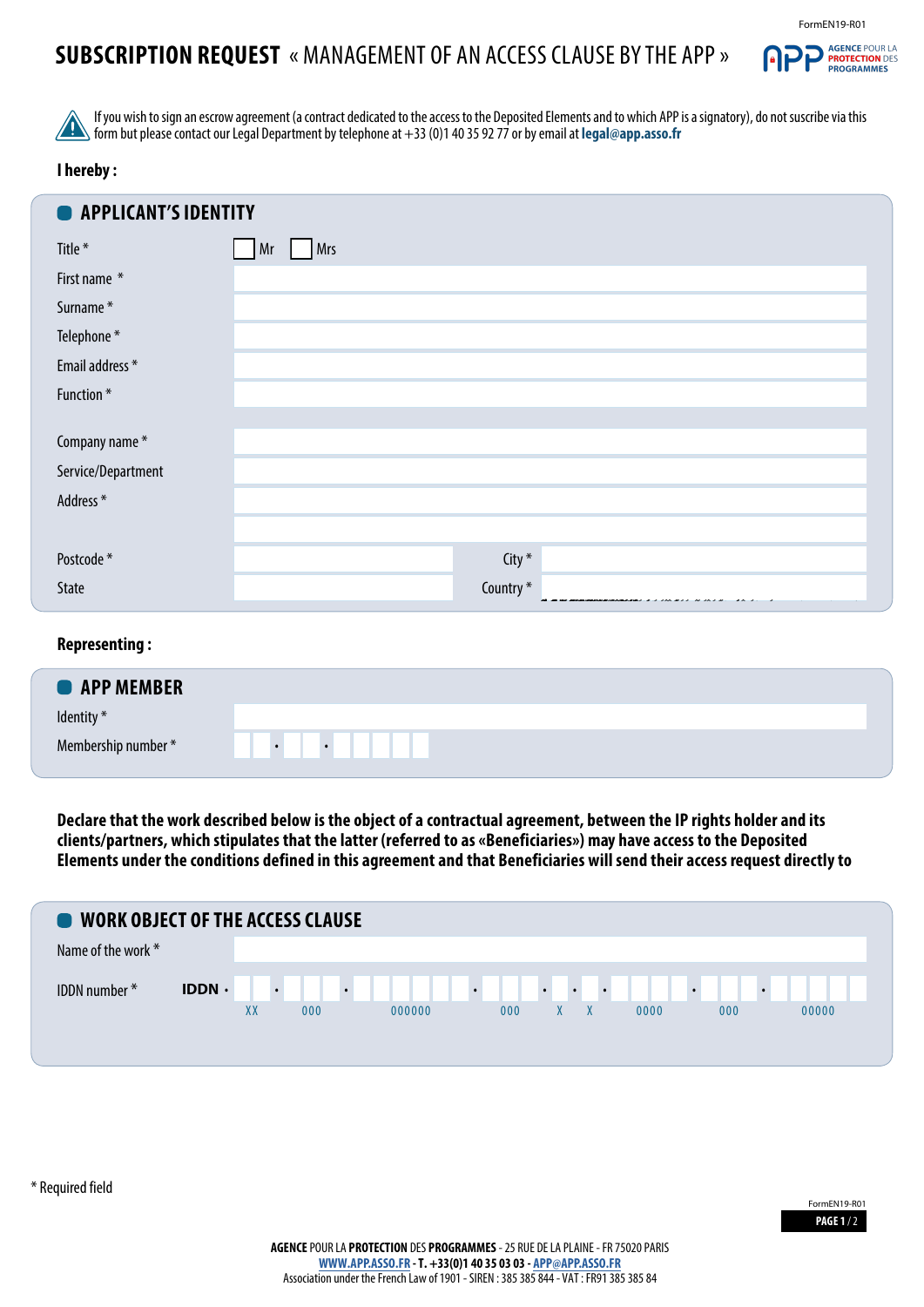# SUBSCRIPTION REQUEST « MANAGEMENT OF AN ACCESS CLAUSE BY THE APP »

If you wish to sign an escrow agreement (a contract dedicated to the access to the Deposited Elements and to which APP is a signatory), do not suscribe via this form but please contact our Legal Department by telephone at +33 (0)1 40 35 92 77 or by email at **legal@app.asso.fr**

**I hereby :**

## APPLICANT'S IDENTITY

Title * ☐ Mr ☐ Mrs

First name *

Surname *

Telephone *

Email address *

Function *

Company name *

Service/Department

Address *

Postcode * City *

State Country *

**Representing :**

## APP MEMBER

Identity *

Membership number * . .

**Declare that the work described below is the object of a contractual agreement, between the IP rights holder and its clients/partners, which stipulates that the latter (referred to as «Beneficiaries») may have access to the Deposited Elements under the conditions defined in this agreement and that Beneficiaries will send their access request directly to**

## WORK OBJECT OF THE ACCESS CLAUSE

Name of the work *

IDDN number * **IDDN .** XX . 000 . 000000 . 000 . X . X . 0000 . 000 . 00000

\* Required field

**AGENCE** POUR LA **PROTECTION** DES **PROGRAMMES** - 25 RUE DE LA PLAINE - FR 75020 PARIS
**WWW.APP.ASSO.FR - T. +33(0)1 40 35 03 03 - APP@APP.ASSO.FR**
Association under the French Law of 1901 - SIREN : 385 385 844 - VAT : FR91 385 385 84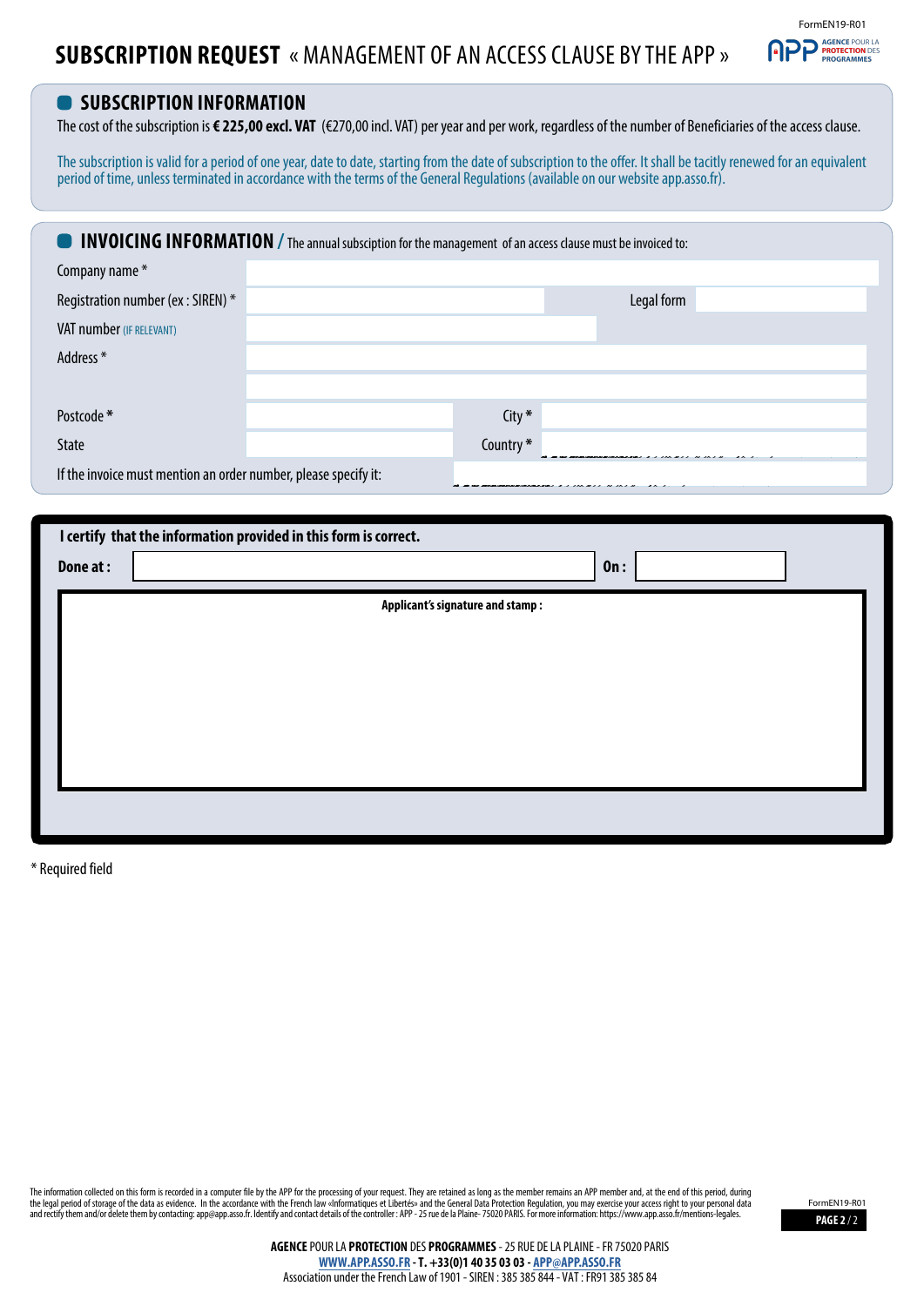# SUBSCRIPTION REQUEST « MANAGEMENT OF AN ACCESS CLAUSE BY THE APP »

## SUBSCRIPTION INFORMATION

The cost of the subscription is **€ 225,00 excl. VAT** (€270,00 incl. VAT) per year and per work, regardless of the number of Beneficiaries of the access clause.

The subscription is valid for a period of one year, date to date, starting from the date of subscription to the offer. It shall be tacitly renewed for an equivalent period of time, unless terminated in accordance with the terms of the General Regulations (available on our website app.asso.fr).

## INVOICING INFORMATION / The annual subsciption for the management of an access clause must be invoiced to:

| | | | |
|---|---|---|---|
| Company name * | | | |
| Registration number (ex : SIREN) * | | Legal form | |
| VAT number (IF RELEVANT) | | | |
| Address * | | | |
| | | | |
| Postcode * | | City * | |
| State | | Country * | |
| If the invoice must mention an order number, please specify it: | | | |

**I certify that the information provided in this form is correct.**

**Done at :** **On :**

**Applicant's signature and stamp :**

* Required field

The information collected on this form is recorded in a computer file by the APP for the processing of your request. They are retained as long as the member remains an APP member and, at the end of this period, during the legal period of storage of the data as evidence. In the accordance with the French law «Informatiques et Libertés» and the General Data Protection Regulation, you may exercise your access right to your personal data and rectify them and/or delete them by contacting: app@app.asso.fr. Identify and contact details of the controller : APP - 25 rue de la Plaine- 75020 PARIS. For more information: https://www.app.asso.fr/mentions-legales.

**AGENCE** POUR LA **PROTECTION** DES **PROGRAMMES** - 25 RUE DE LA PLAINE - FR 75020 PARIS
**WWW.APP.ASSO.FR - T. +33(0)1 40 35 03 03 - APP@APP.ASSO.FR**
Association under the French Law of 1901 - SIREN : 385 385 844 - VAT : FR91 385 385 84